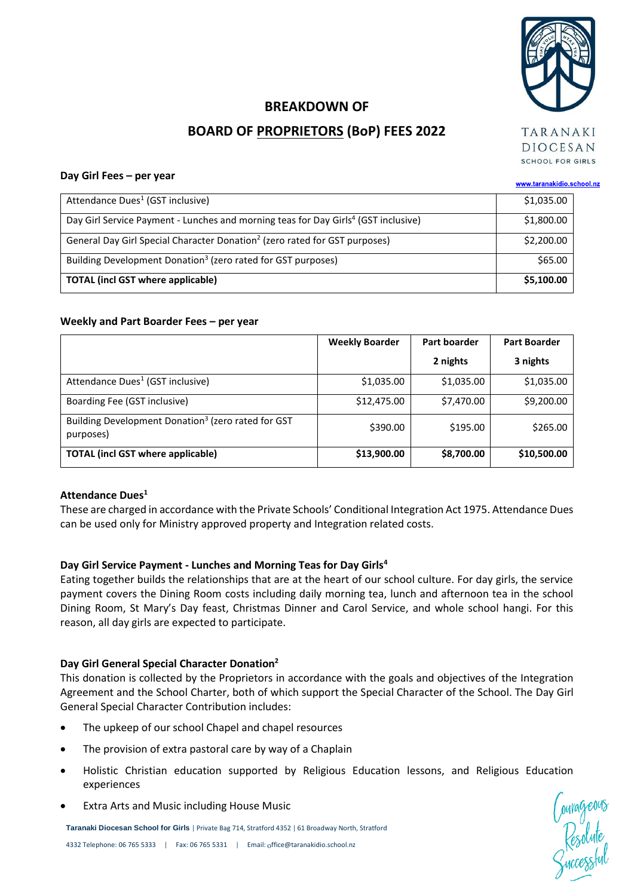# BREAKDOWN OF

# BOARD OF PROPRIETORS (BoP) FEES 2022

TARANAKI DIOCESAN SCHOOL FOR GIRLS

www.taranakidio.school.nz

**Day Girl Fees – per year**

| | |
|---|---|
| Attendance Dues[1] (GST inclusive) | $1,035.00 |
| Day Girl Service Payment - Lunches and morning teas for Day Girls[4] (GST inclusive) | $1,800.00 |
| General Day Girl Special Character Donation[2] (zero rated for GST purposes) | $2,200.00 |
| Building Development Donation[3] (zero rated for GST purposes) | $65.00 |
| **TOTAL (incl GST where applicable)** | **$5,100.00** |

**Weekly and Part Boarder Fees – per year**

| | **Weekly Boarder** | **Part boarder 2 nights** | **Part Boarder 3 nights** |
|---|---|---|---|
| Attendance Dues[1] (GST inclusive) | $1,035.00 | $1,035.00 | $1,035.00 |
| Boarding Fee (GST inclusive) | $12,475.00 | $7,470.00 | $9,200.00 |
| Building Development Donation[3] (zero rated for GST purposes) | $390.00 | $195.00 | $265.00 |
| **TOTAL (incl GST where applicable)** | **$13,900.00** | **$8,700.00** | **$10,500.00** |

**Attendance Dues[1]**

These are charged in accordance with the Private Schools' Conditional Integration Act 1975. Attendance Dues can be used only for Ministry approved property and Integration related costs.

**Day Girl Service Payment - Lunches and Morning Teas for Day Girls[4]**

Eating together builds the relationships that are at the heart of our school culture. For day girls, the service payment covers the Dining Room costs including daily morning tea, lunch and afternoon tea in the school Dining Room, St Mary's Day feast, Christmas Dinner and Carol Service, and whole school hangi. For this reason, all day girls are expected to participate.

**Day Girl General Special Character Donation[2]**

This donation is collected by the Proprietors in accordance with the goals and objectives of the Integration Agreement and the School Charter, both of which support the Special Character of the School. The Day Girl General Special Character Contribution includes:

- The upkeep of our school Chapel and chapel resources
- The provision of extra pastoral care by way of a Chaplain
- Holistic Christian education supported by Religious Education lessons, and Religious Education experiences
- Extra Arts and Music including House Music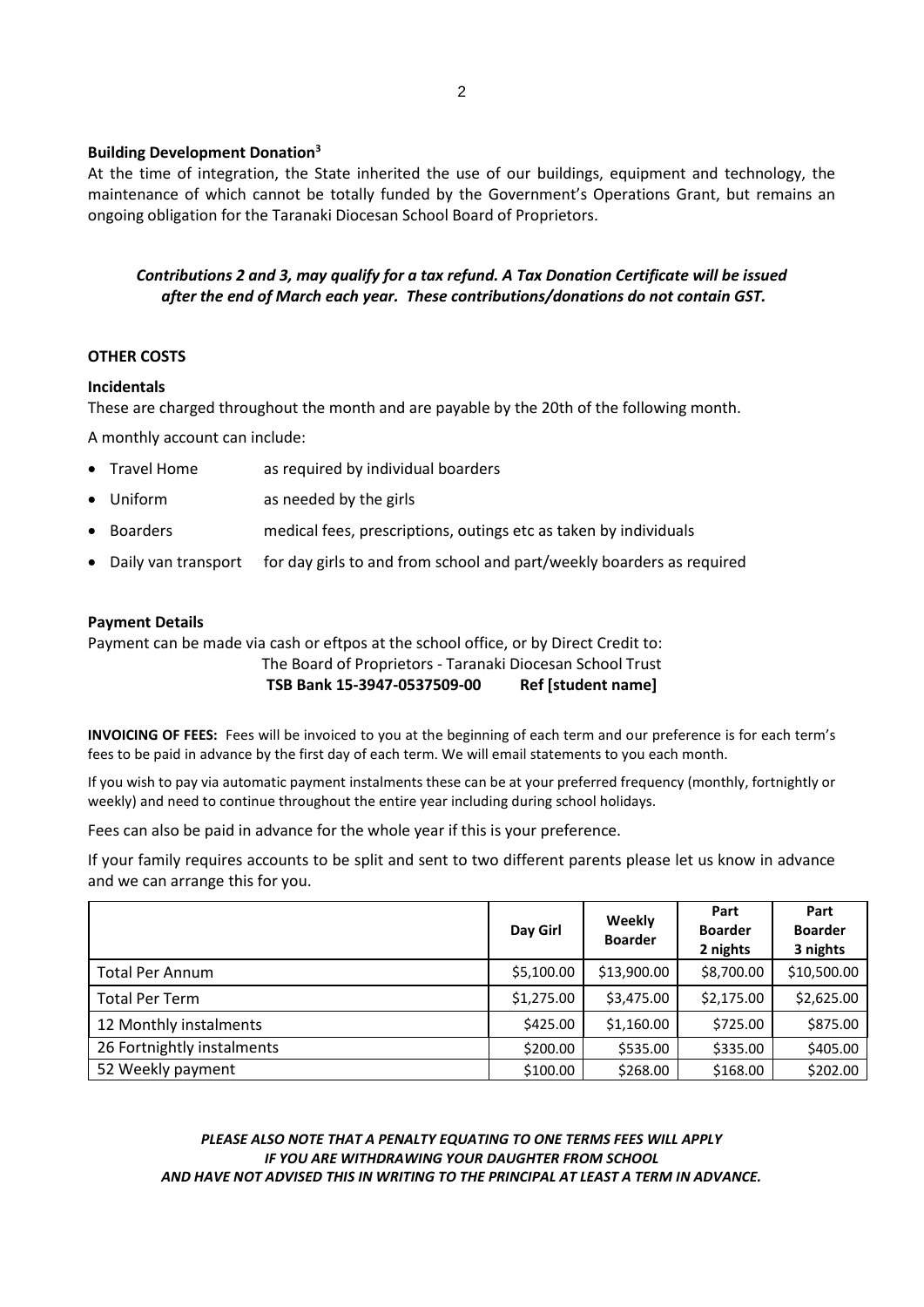**Building Development Donation[3]**

At the time of integration, the State inherited the use of our buildings, equipment and technology, the maintenance of which cannot be totally funded by the Government's Operations Grant, but remains an ongoing obligation for the Taranaki Diocesan School Board of Proprietors.

***Contributions 2 and 3, may qualify for a tax refund. A Tax Donation Certificate will be issued after the end of March each year. These contributions/donations do not contain GST.***

**OTHER COSTS**

**Incidentals**

These are charged throughout the month and are payable by the 20th of the following month.

A monthly account can include:

- Travel Home — as required by individual boarders
- Uniform — as needed by the girls
- Boarders — medical fees, prescriptions, outings etc as taken by individuals
- Daily van transport — for day girls to and from school and part/weekly boarders as required

**Payment Details**

Payment can be made via cash or eftpos at the school office, or by Direct Credit to:

The Board of Proprietors - Taranaki Diocesan School Trust

**TSB Bank 15-3947-0537509-00 Ref [student name]**

**INVOICING OF FEES:** Fees will be invoiced to you at the beginning of each term and our preference is for each term's fees to be paid in advance by the first day of each term. We will email statements to you each month.

If you wish to pay via automatic payment instalments these can be at your preferred frequency (monthly, fortnightly or weekly) and need to continue throughout the entire year including during school holidays.

Fees can also be paid in advance for the whole year if this is your preference.

If your family requires accounts to be split and sent to two different parents please let us know in advance and we can arrange this for you.

| | Day Girl | Weekly Boarder | Part Boarder 2 nights | Part Boarder 3 nights |
|---|---|---|---|---|
| Total Per Annum | $5,100.00 | $13,900.00 | $8,700.00 | $10,500.00 |
| Total Per Term | $1,275.00 | $3,475.00 | $2,175.00 | $2,625.00 |
| 12 Monthly instalments | $425.00 | $1,160.00 | $725.00 | $875.00 |
| 26 Fortnightly instalments | $200.00 | $535.00 | $335.00 | $405.00 |
| 52 Weekly payment | $100.00 | $268.00 | $168.00 | $202.00 |

***PLEASE ALSO NOTE THAT A PENALTY EQUATING TO ONE TERMS FEES WILL APPLY IF YOU ARE WITHDRAWING YOUR DAUGHTER FROM SCHOOL AND HAVE NOT ADVISED THIS IN WRITING TO THE PRINCIPAL AT LEAST A TERM IN ADVANCE.***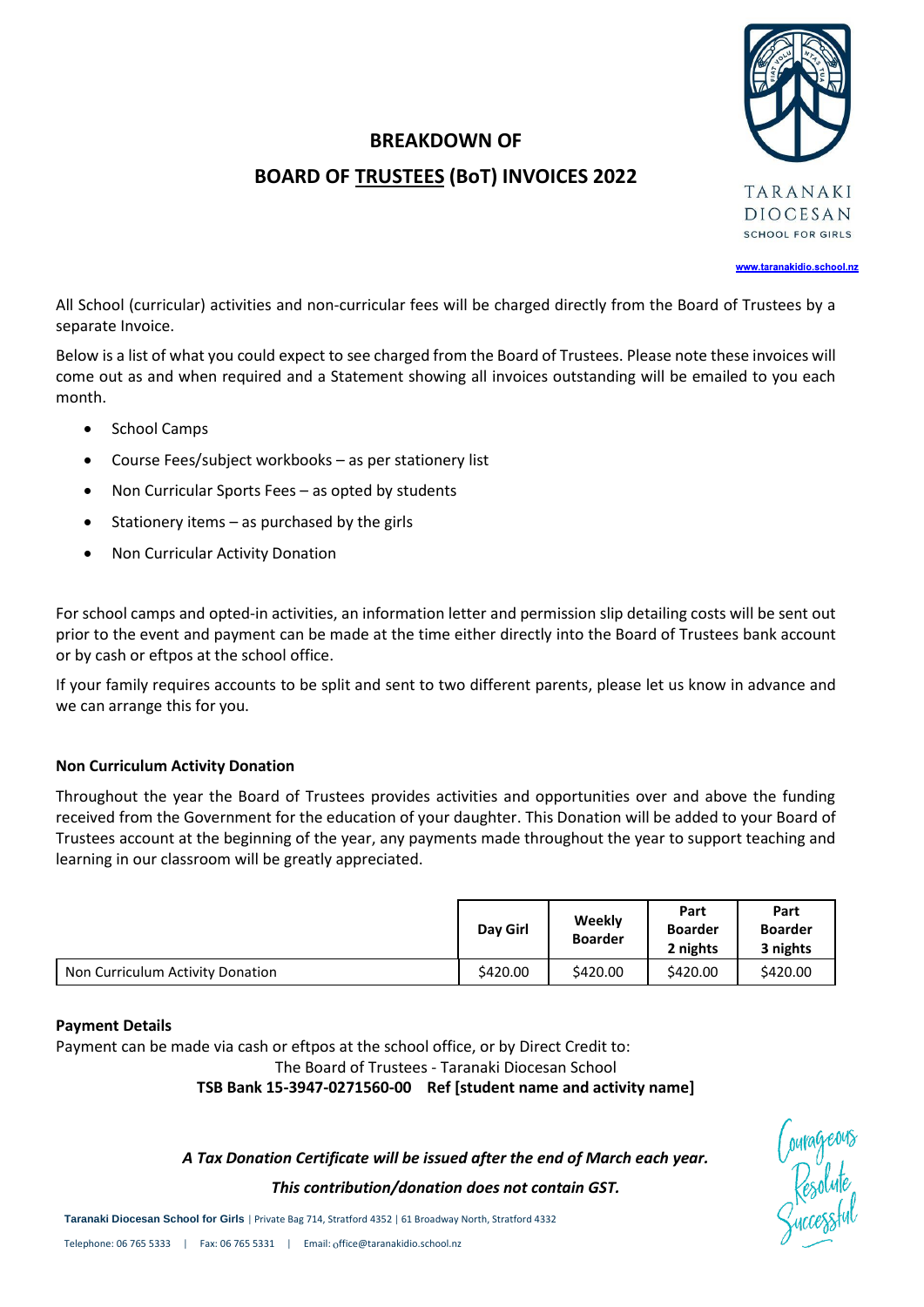# BREAKDOWN OF

# BOARD OF TRUSTEES (BoT) INVOICES 2022

TARANAKI DIOCESAN SCHOOL FOR GIRLS

www.taranakidio.school.nz

All School (curricular) activities and non-curricular fees will be charged directly from the Board of Trustees by a separate Invoice.

Below is a list of what you could expect to see charged from the Board of Trustees. Please note these invoices will come out as and when required and a Statement showing all invoices outstanding will be emailed to you each month.

- School Camps
- Course Fees/subject workbooks – as per stationery list
- Non Curricular Sports Fees – as opted by students
- Stationery items – as purchased by the girls
- Non Curricular Activity Donation

For school camps and opted-in activities, an information letter and permission slip detailing costs will be sent out prior to the event and payment can be made at the time either directly into the Board of Trustees bank account or by cash or eftpos at the school office.

If your family requires accounts to be split and sent to two different parents, please let us know in advance and we can arrange this for you.

**Non Curriculum Activity Donation**

Throughout the year the Board of Trustees provides activities and opportunities over and above the funding received from the Government for the education of your daughter. This Donation will be added to your Board of Trustees account at the beginning of the year, any payments made throughout the year to support teaching and learning in our classroom will be greatly appreciated.

| | Day Girl | Weekly Boarder | Part Boarder 2 nights | Part Boarder 3 nights |
|---|---|---|---|---|
| Non Curriculum Activity Donation | $420.00 | $420.00 | $420.00 | $420.00 |

**Payment Details**

Payment can be made via cash or eftpos at the school office, or by Direct Credit to:

The Board of Trustees - Taranaki Diocesan School

**TSB Bank 15-3947-0271560-00 Ref [student name and activity name]**

***A Tax Donation Certificate will be issued after the end of March each year.***

***This contribution/donation does not contain GST.***

Courageous Resolute Successful

**Taranaki Diocesan School for Girls** | Private Bag 714, Stratford 4352 | 61 Broadway North, Stratford 4332

Telephone: 06 765 5333 | Fax: 06 765 5331 | Email: office@taranakidio.school.nz